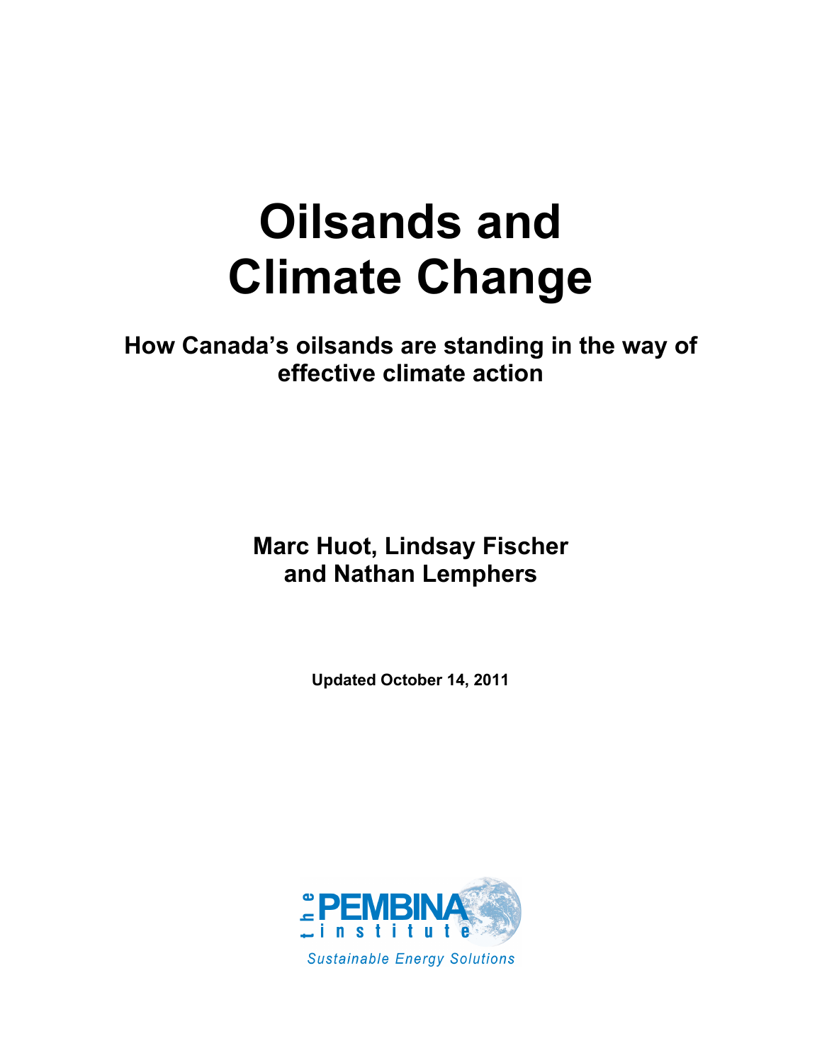# Oilsands and Climate Change

## How Canada's oilsands are standing in the way of effective climate action

**Marc Huot, Lindsay Fischer and Nathan Lemphers**

**Updated October 14, 2011**

the PEMBINA institute

*Sustainable Energy Solutions*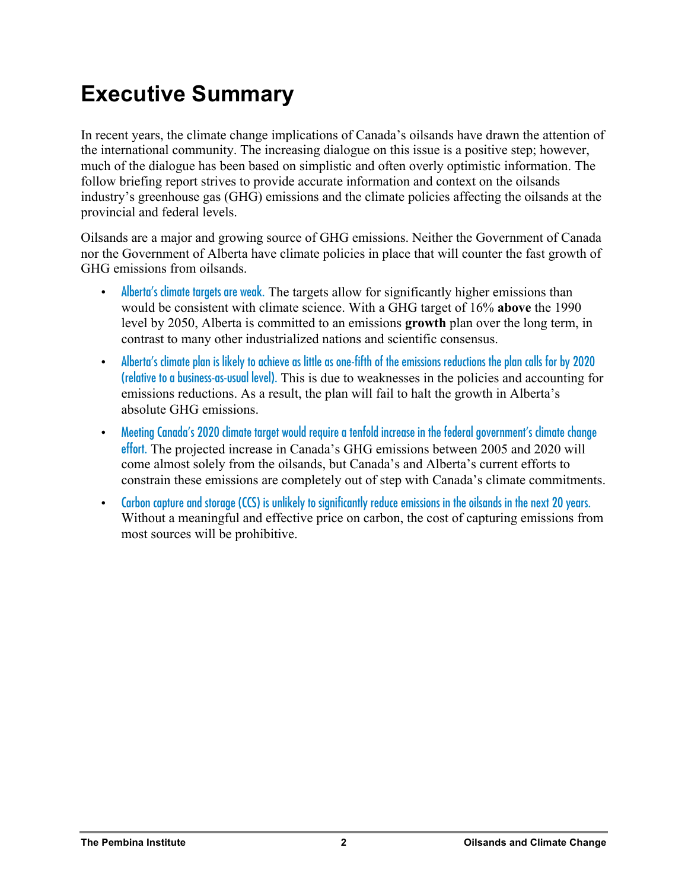# Executive Summary

In recent years, the climate change implications of Canada's oilsands have drawn the attention of the international community. The increasing dialogue on this issue is a positive step; however, much of the dialogue has been based on simplistic and often overly optimistic information. The follow briefing report strives to provide accurate information and context on the oilsands industry's greenhouse gas (GHG) emissions and the climate policies affecting the oilsands at the provincial and federal levels.

Oilsands are a major and growing source of GHG emissions. Neither the Government of Canada nor the Government of Alberta have climate policies in place that will counter the fast growth of GHG emissions from oilsands.

- Alberta's climate targets are weak. The targets allow for significantly higher emissions than would be consistent with climate science. With a GHG target of 16% **above** the 1990 level by 2050, Alberta is committed to an emissions **growth** plan over the long term, in contrast to many other industrialized nations and scientific consensus.
- Alberta's climate plan is likely to achieve as little as one-fifth of the emissions reductions the plan calls for by 2020 (relative to a business-as-usual level). This is due to weaknesses in the policies and accounting for emissions reductions. As a result, the plan will fail to halt the growth in Alberta's absolute GHG emissions.
- Meeting Canada's 2020 climate target would require a tenfold increase in the federal government's climate change effort. The projected increase in Canada's GHG emissions between 2005 and 2020 will come almost solely from the oilsands, but Canada's and Alberta's current efforts to constrain these emissions are completely out of step with Canada's climate commitments.
- Carbon capture and storage (CCS) is unlikely to significantly reduce emissions in the oilsands in the next 20 years. Without a meaningful and effective price on carbon, the cost of capturing emissions from most sources will be prohibitive.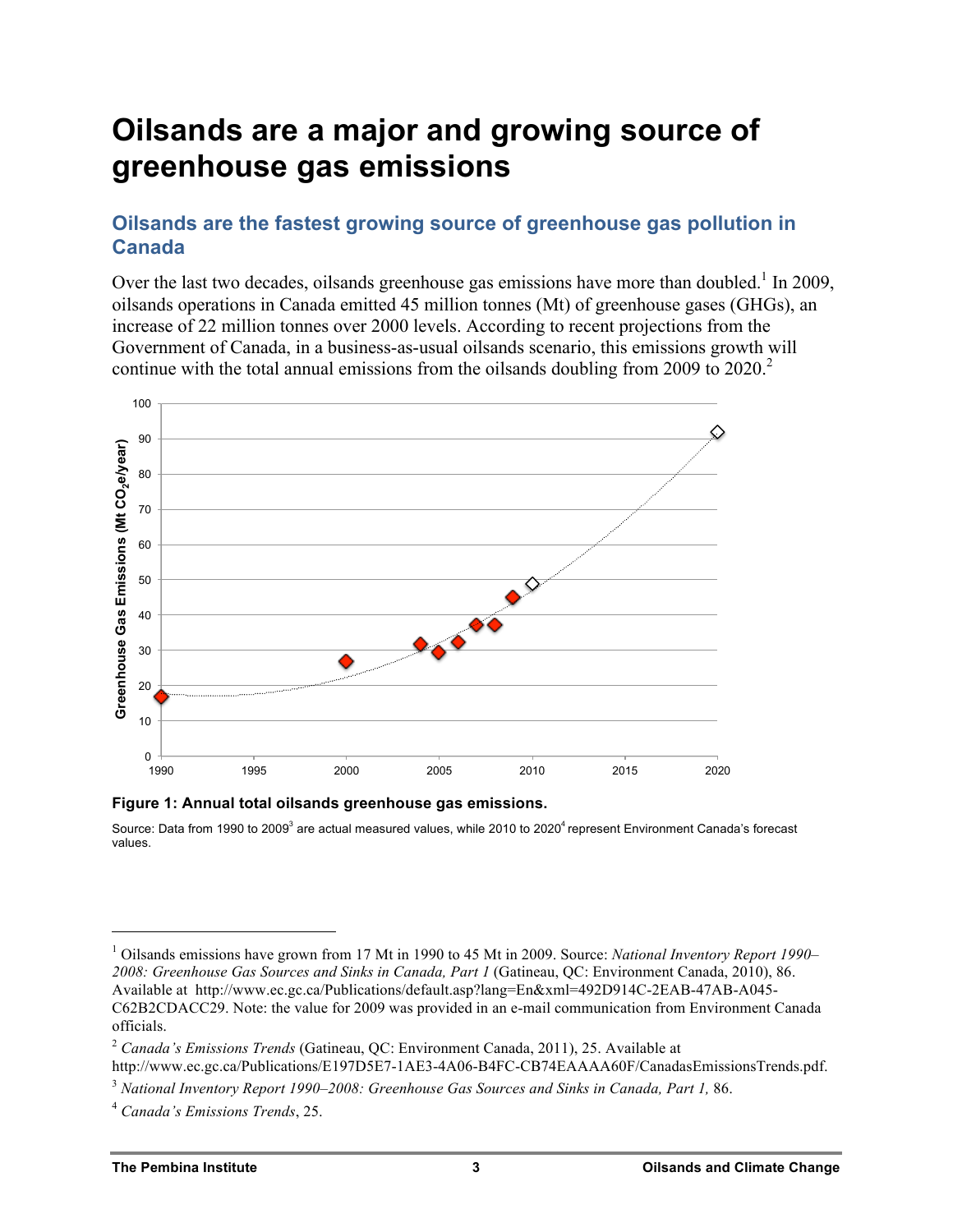# Oilsands are a major and growing source of greenhouse gas emissions

## Oilsands are the fastest growing source of greenhouse gas pollution in Canada

Over the last two decades, oilsands greenhouse gas emissions have more than doubled.[1] In 2009, oilsands operations in Canada emitted 45 million tonnes (Mt) of greenhouse gases (GHGs), an increase of 22 million tonnes over 2000 levels. According to recent projections from the Government of Canada, in a business-as-usual oilsands scenario, this emissions growth will continue with the total annual emissions from the oilsands doubling from 2009 to 2020.[2]

**Figure 1: Annual total oilsands greenhouse gas emissions.**

Source: Data from 1990 to 2009[3] are actual measured values, while 2010 to 2020[4] represent Environment Canada's forecast values.

---

[1] Oilsands emissions have grown from 17 Mt in 1990 to 45 Mt in 2009. Source: *National Inventory Report 1990–2008: Greenhouse Gas Sources and Sinks in Canada, Part 1* (Gatineau, QC: Environment Canada, 2010), 86. Available at http://www.ec.gc.ca/Publications/default.asp?lang=En&xml=492D914C-2EAB-47AB-A045-C62B2CDACC29. Note: the value for 2009 was provided in an e-mail communication from Environment Canada officials.

[2] *Canada's Emissions Trends* (Gatineau, QC: Environment Canada, 2011), 25. Available at http://www.ec.gc.ca/Publications/E197D5E7-1AE3-4A06-B4FC-CB74EAAAA60F/CanadasEmissionsTrends.pdf.

[3] *National Inventory Report 1990–2008: Greenhouse Gas Sources and Sinks in Canada, Part 1,* 86.

[4] *Canada's Emissions Trends*, 25.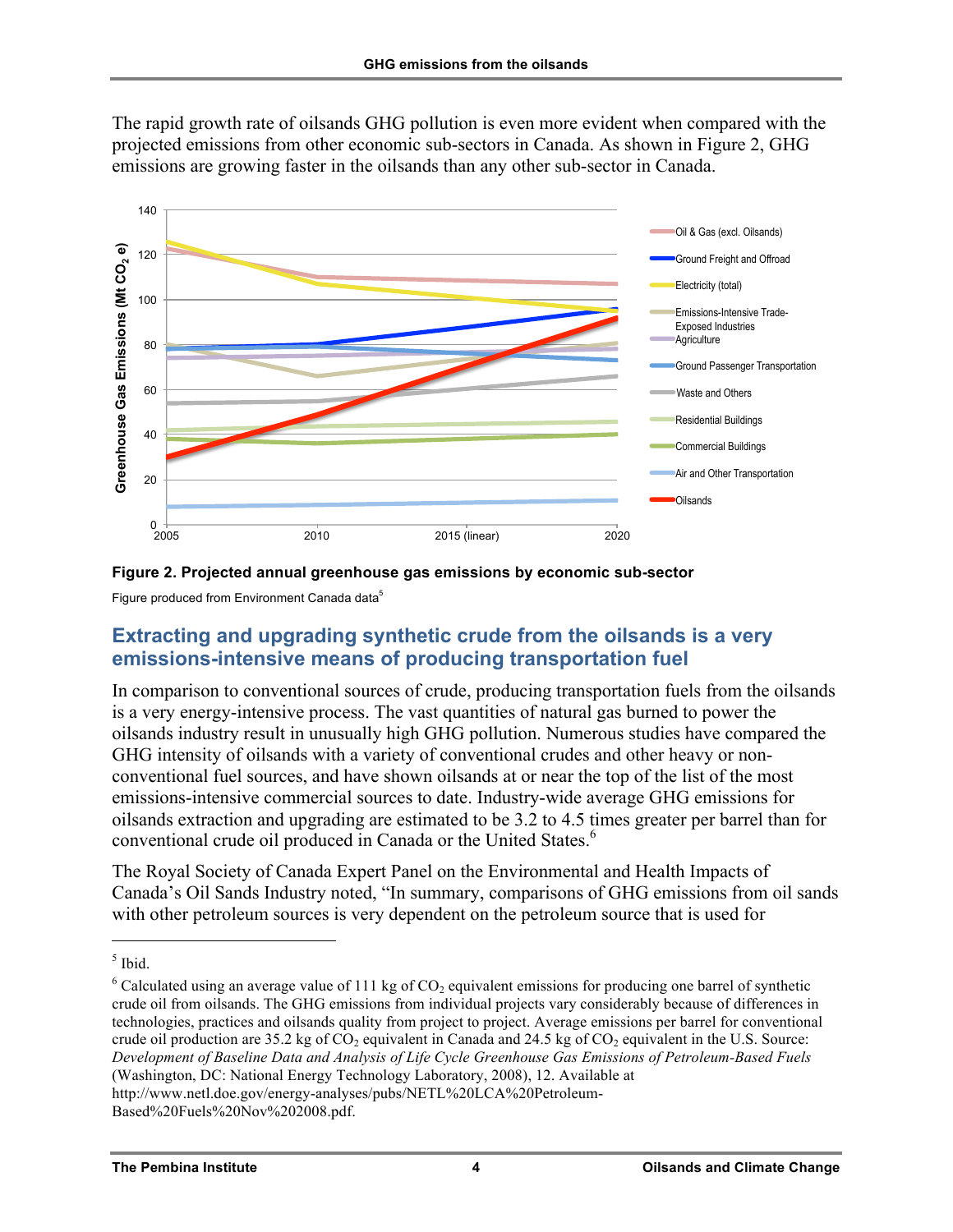The rapid growth rate of oilsands GHG pollution is even more evident when compared with the projected emissions from other economic sub-sectors in Canada. As shown in Figure 2, GHG emissions are growing faster in the oilsands than any other sub-sector in Canada.

**Figure 2. Projected annual greenhouse gas emissions by economic sub-sector**

Figure produced from Environment Canada data[5]

## Extracting and upgrading synthetic crude from the oilsands is a very emissions-intensive means of producing transportation fuel

In comparison to conventional sources of crude, producing transportation fuels from the oilsands is a very energy-intensive process. The vast quantities of natural gas burned to power the oilsands industry result in unusually high GHG pollution. Numerous studies have compared the GHG intensity of oilsands with a variety of conventional crudes and other heavy or non-conventional fuel sources, and have shown oilsands at or near the top of the list of the most emissions-intensive commercial sources to date. Industry-wide average GHG emissions for oilsands extraction and upgrading are estimated to be 3.2 to 4.5 times greater per barrel than for conventional crude oil produced in Canada or the United States.[6]

The Royal Society of Canada Expert Panel on the Environmental and Health Impacts of Canada's Oil Sands Industry noted, "In summary, comparisons of GHG emissions from oil sands with other petroleum sources is very dependent on the petroleum source that is used for

---

[5] Ibid.

[6] Calculated using an average value of 111 kg of $CO_2$ equivalent emissions for producing one barrel of synthetic crude oil from oilsands. The GHG emissions from individual projects vary considerably because of differences in technologies, practices and oilsands quality from project to project. Average emissions per barrel for conventional crude oil production are 35.2 kg of $CO_2$ equivalent in Canada and 24.5 kg of $CO_2$ equivalent in the U.S. Source: *Development of Baseline Data and Analysis of Life Cycle Greenhouse Gas Emissions of Petroleum-Based Fuels* (Washington, DC: National Energy Technology Laboratory, 2008), 12. Available at http://www.netl.doe.gov/energy-analyses/pubs/NETL%20LCA%20Petroleum-Based%20Fuels%20Nov%202008.pdf.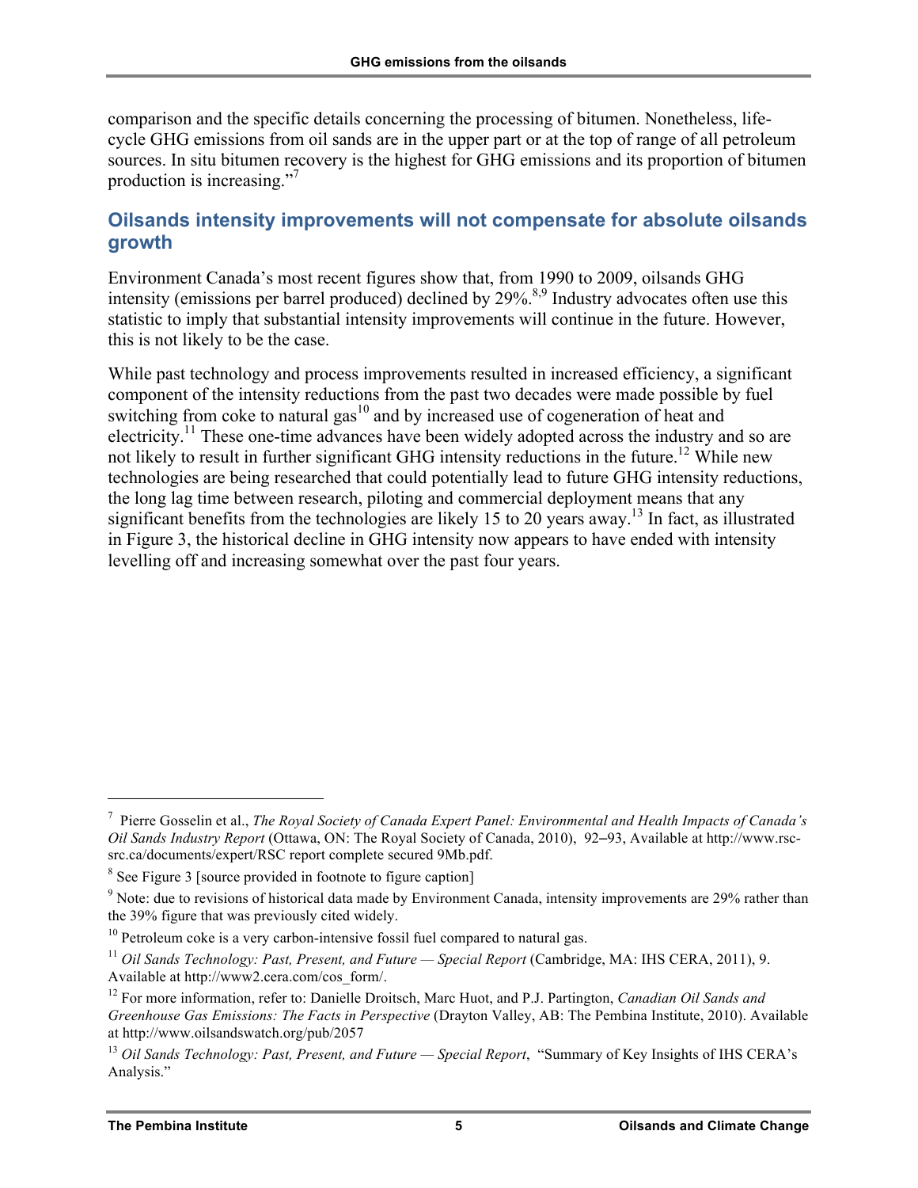comparison and the specific details concerning the processing of bitumen. Nonetheless, life-cycle GHG emissions from oil sands are in the upper part or at the top of range of all petroleum sources. In situ bitumen recovery is the highest for GHG emissions and its proportion of bitumen production is increasing."[7]

## Oilsands intensity improvements will not compensate for absolute oilsands growth

Environment Canada's most recent figures show that, from 1990 to 2009, oilsands GHG intensity (emissions per barrel produced) declined by 29%.[8,9] Industry advocates often use this statistic to imply that substantial intensity improvements will continue in the future. However, this is not likely to be the case.

While past technology and process improvements resulted in increased efficiency, a significant component of the intensity reductions from the past two decades were made possible by fuel switching from coke to natural gas[10] and by increased use of cogeneration of heat and electricity.[11] These one-time advances have been widely adopted across the industry and so are not likely to result in further significant GHG intensity reductions in the future.[12] While new technologies are being researched that could potentially lead to future GHG intensity reductions, the long lag time between research, piloting and commercial deployment means that any significant benefits from the technologies are likely 15 to 20 years away.[13] In fact, as illustrated in Figure 3, the historical decline in GHG intensity now appears to have ended with intensity levelling off and increasing somewhat over the past four years.

---

[7] Pierre Gosselin et al., *The Royal Society of Canada Expert Panel: Environmental and Health Impacts of Canada's Oil Sands Industry Report* (Ottawa, ON: The Royal Society of Canada, 2010), 92–93, Available at http://www.rsc-src.ca/documents/expert/RSC report complete secured 9Mb.pdf.

[8] See Figure 3 [source provided in footnote to figure caption]

[9] Note: due to revisions of historical data made by Environment Canada, intensity improvements are 29% rather than the 39% figure that was previously cited widely.

[10] Petroleum coke is a very carbon-intensive fossil fuel compared to natural gas.

[11] *Oil Sands Technology: Past, Present, and Future — Special Report* (Cambridge, MA: IHS CERA, 2011), 9. Available at http://www2.cera.com/cos_form/.

[12] For more information, refer to: Danielle Droitsch, Marc Huot, and P.J. Partington, *Canadian Oil Sands and Greenhouse Gas Emissions: The Facts in Perspective* (Drayton Valley, AB: The Pembina Institute, 2010). Available at http://www.oilsandswatch.org/pub/2057

[13] *Oil Sands Technology: Past, Present, and Future — Special Report*, "Summary of Key Insights of IHS CERA's Analysis."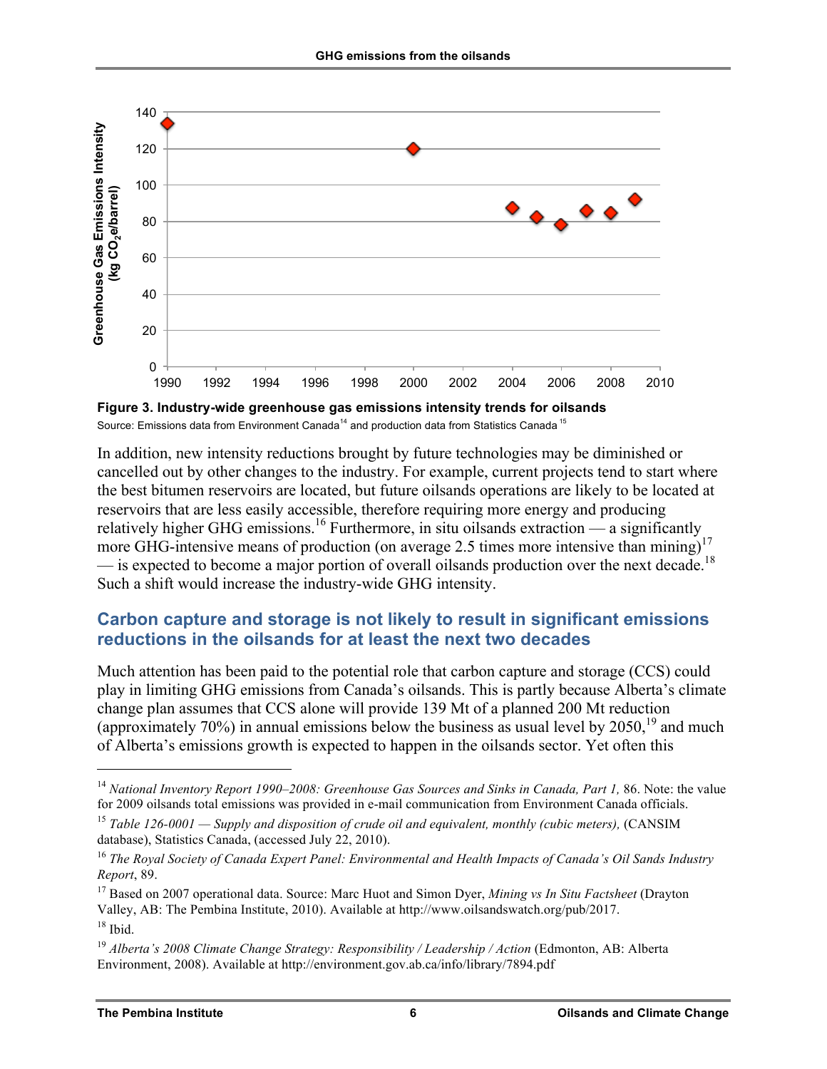**Figure 3. Industry-wide greenhouse gas emissions intensity trends for oilsands**

Source: Emissions data from Environment Canada[14] and production data from Statistics Canada[15]

In addition, new intensity reductions brought by future technologies may be diminished or cancelled out by other changes to the industry. For example, current projects tend to start where the best bitumen reservoirs are located, but future oilsands operations are likely to be located at reservoirs that are less easily accessible, therefore requiring more energy and producing relatively higher GHG emissions.[16] Furthermore, in situ oilsands extraction — a significantly more GHG-intensive means of production (on average 2.5 times more intensive than mining)[17] — is expected to become a major portion of overall oilsands production over the next decade.[18] Such a shift would increase the industry-wide GHG intensity.

## Carbon capture and storage is not likely to result in significant emissions reductions in the oilsands for at least the next two decades

Much attention has been paid to the potential role that carbon capture and storage (CCS) could play in limiting GHG emissions from Canada's oilsands. This is partly because Alberta's climate change plan assumes that CCS alone will provide 139 Mt of a planned 200 Mt reduction (approximately 70%) in annual emissions below the business as usual level by 2050,[19] and much of Alberta's emissions growth is expected to happen in the oilsands sector. Yet often this

---

[14] *National Inventory Report 1990–2008: Greenhouse Gas Sources and Sinks in Canada, Part 1,* 86. Note: the value for 2009 oilsands total emissions was provided in e-mail communication from Environment Canada officials.

[15] *Table 126-0001 — Supply and disposition of crude oil and equivalent, monthly (cubic meters),* (CANSIM database), Statistics Canada, (accessed July 22, 2010).

[16] *The Royal Society of Canada Expert Panel: Environmental and Health Impacts of Canada's Oil Sands Industry Report*, 89.

[17] Based on 2007 operational data. Source: Marc Huot and Simon Dyer, *Mining vs In Situ Factsheet* (Drayton Valley, AB: The Pembina Institute, 2010). Available at http://www.oilsandswatch.org/pub/2017.

[18] Ibid.

[19] *Alberta's 2008 Climate Change Strategy: Responsibility / Leadership / Action* (Edmonton, AB: Alberta Environment, 2008). Available at http://environment.gov.ab.ca/info/library/7894.pdf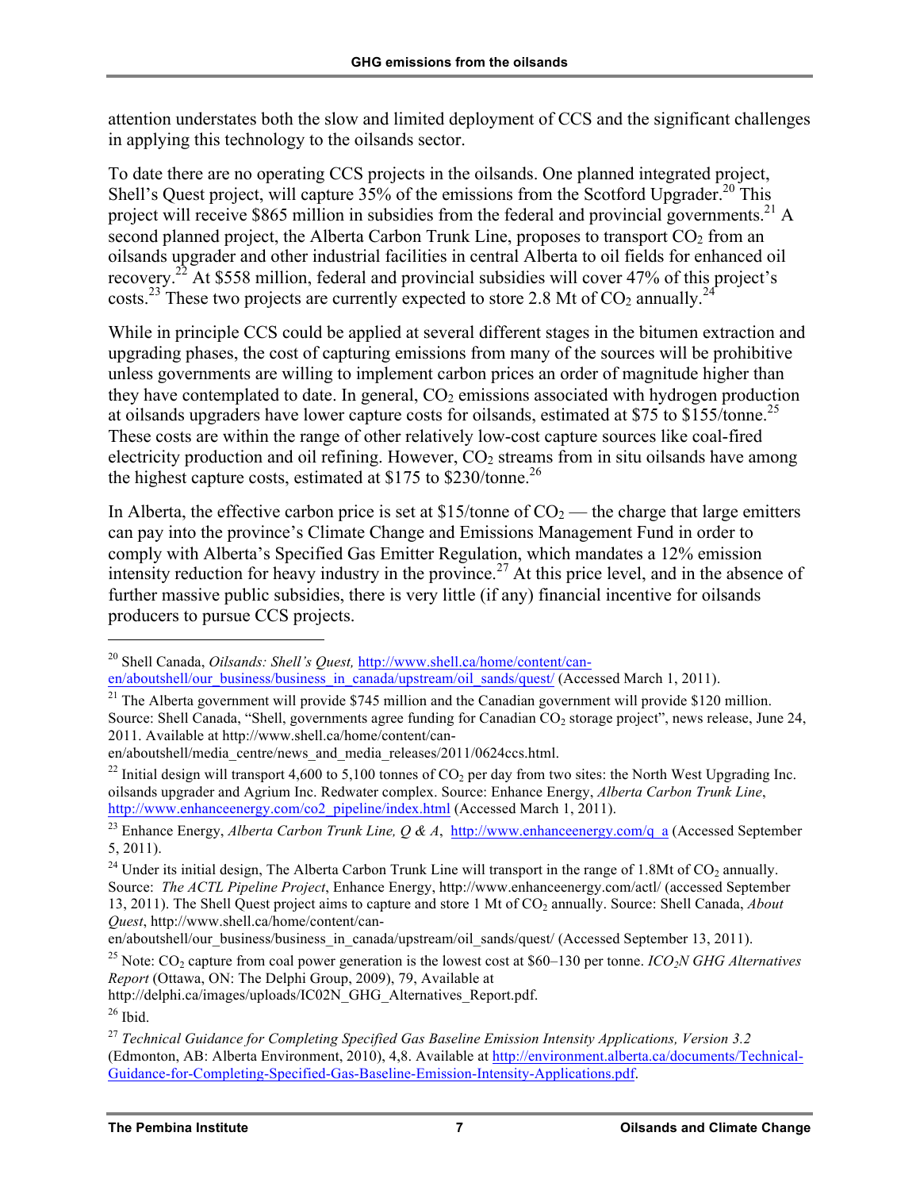attention understates both the slow and limited deployment of CCS and the significant challenges in applying this technology to the oilsands sector.

To date there are no operating CCS projects in the oilsands. One planned integrated project, Shell's Quest project, will capture 35% of the emissions from the Scotford Upgrader.[20] This project will receive $865 million in subsidies from the federal and provincial governments.[21] A second planned project, the Alberta Carbon Trunk Line, proposes to transport $CO_2$ from an oilsands upgrader and other industrial facilities in central Alberta to oil fields for enhanced oil recovery.[22] At $558 million, federal and provincial subsidies will cover 47% of this project's costs.[23] These two projects are currently expected to store 2.8 Mt of $CO_2$ annually.[24]

While in principle CCS could be applied at several different stages in the bitumen extraction and upgrading phases, the cost of capturing emissions from many of the sources will be prohibitive unless governments are willing to implement carbon prices an order of magnitude higher than they have contemplated to date. In general, $CO_2$ emissions associated with hydrogen production at oilsands upgraders have lower capture costs for oilsands, estimated at $75 to $155/tonne.[25] These costs are within the range of other relatively low-cost capture sources like coal-fired electricity production and oil refining. However, $CO_2$ streams from in situ oilsands have among the highest capture costs, estimated at $175 to $230/tonne.[26]

In Alberta, the effective carbon price is set at $15/tonne of $CO_2$ — the charge that large emitters can pay into the province's Climate Change and Emissions Management Fund in order to comply with Alberta's Specified Gas Emitter Regulation, which mandates a 12% emission intensity reduction for heavy industry in the province.[27] At this price level, and in the absence of further massive public subsidies, there is very little (if any) financial incentive for oilsands producers to pursue CCS projects.

---

[20] Shell Canada, *Oilsands: Shell's Quest,* http://www.shell.ca/home/content/can-en/aboutshell/our_business/business_in_canada/upstream/oil_sands/quest/ (Accessed March 1, 2011).

[21] The Alberta government will provide $745 million and the Canadian government will provide $120 million. Source: Shell Canada, "Shell, governments agree funding for Canadian $CO_2$ storage project", news release, June 24, 2011. Available at http://www.shell.ca/home/content/can-en/aboutshell/media_centre/news_and_media_releases/2011/0624ccs.html.

[22] Initial design will transport 4,600 to 5,100 tonnes of $CO_2$ per day from two sites: the North West Upgrading Inc. oilsands upgrader and Agrium Inc. Redwater complex. Source: Enhance Energy, *Alberta Carbon Trunk Line*, http://www.enhanceenergy.com/co2_pipeline/index.html (Accessed March 1, 2011).

[23] Enhance Energy, *Alberta Carbon Trunk Line, Q & A*, http://www.enhanceenergy.com/q_a (Accessed September 5, 2011).

[24] Under its initial design, The Alberta Carbon Trunk Line will transport in the range of 1.8Mt of $CO_2$ annually. Source: *The ACTL Pipeline Project*, Enhance Energy, http://www.enhanceenergy.com/actl/ (accessed September 13, 2011). The Shell Quest project aims to capture and store 1 Mt of $CO_2$ annually. Source: Shell Canada, *About Quest*, http://www.shell.ca/home/content/can-en/aboutshell/our_business/business_in_canada/upstream/oil_sands/quest/ (Accessed September 13, 2011).

[25] Note: $CO_2$ capture from coal power generation is the lowest cost at $60–130 per tonne. *$ICO_2N$ GHG Alternatives Report* (Ottawa, ON: The Delphi Group, 2009), 79, Available at http://delphi.ca/images/uploads/IC02N_GHG_Alternatives_Report.pdf.

[26] Ibid.

[27] *Technical Guidance for Completing Specified Gas Baseline Emission Intensity Applications, Version 3.2* (Edmonton, AB: Alberta Environment, 2010), 4,8. Available at http://environment.alberta.ca/documents/Technical-Guidance-for-Completing-Specified-Gas-Baseline-Emission-Intensity-Applications.pdf.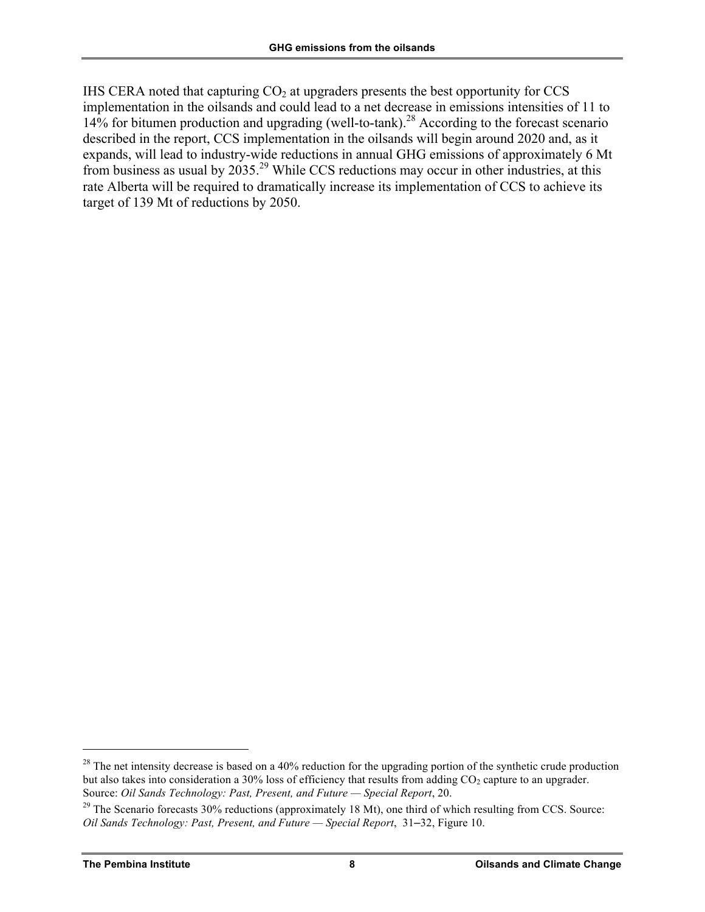IHS CERA noted that capturing $CO_2$ at upgraders presents the best opportunity for CCS implementation in the oilsands and could lead to a net decrease in emissions intensities of 11 to 14% for bitumen production and upgrading (well-to-tank).[28] According to the forecast scenario described in the report, CCS implementation in the oilsands will begin around 2020 and, as it expands, will lead to industry-wide reductions in annual GHG emissions of approximately 6 Mt from business as usual by 2035.[29] While CCS reductions may occur in other industries, at this rate Alberta will be required to dramatically increase its implementation of CCS to achieve its target of 139 Mt of reductions by 2050.

---

[28] The net intensity decrease is based on a 40% reduction for the upgrading portion of the synthetic crude production but also takes into consideration a 30% loss of efficiency that results from adding $CO_2$ capture to an upgrader. Source: *Oil Sands Technology: Past, Present, and Future — Special Report*, 20.

[29] The Scenario forecasts 30% reductions (approximately 18 Mt), one third of which resulting from CCS. Source: *Oil Sands Technology: Past, Present, and Future — Special Report*, 31–32, Figure 10.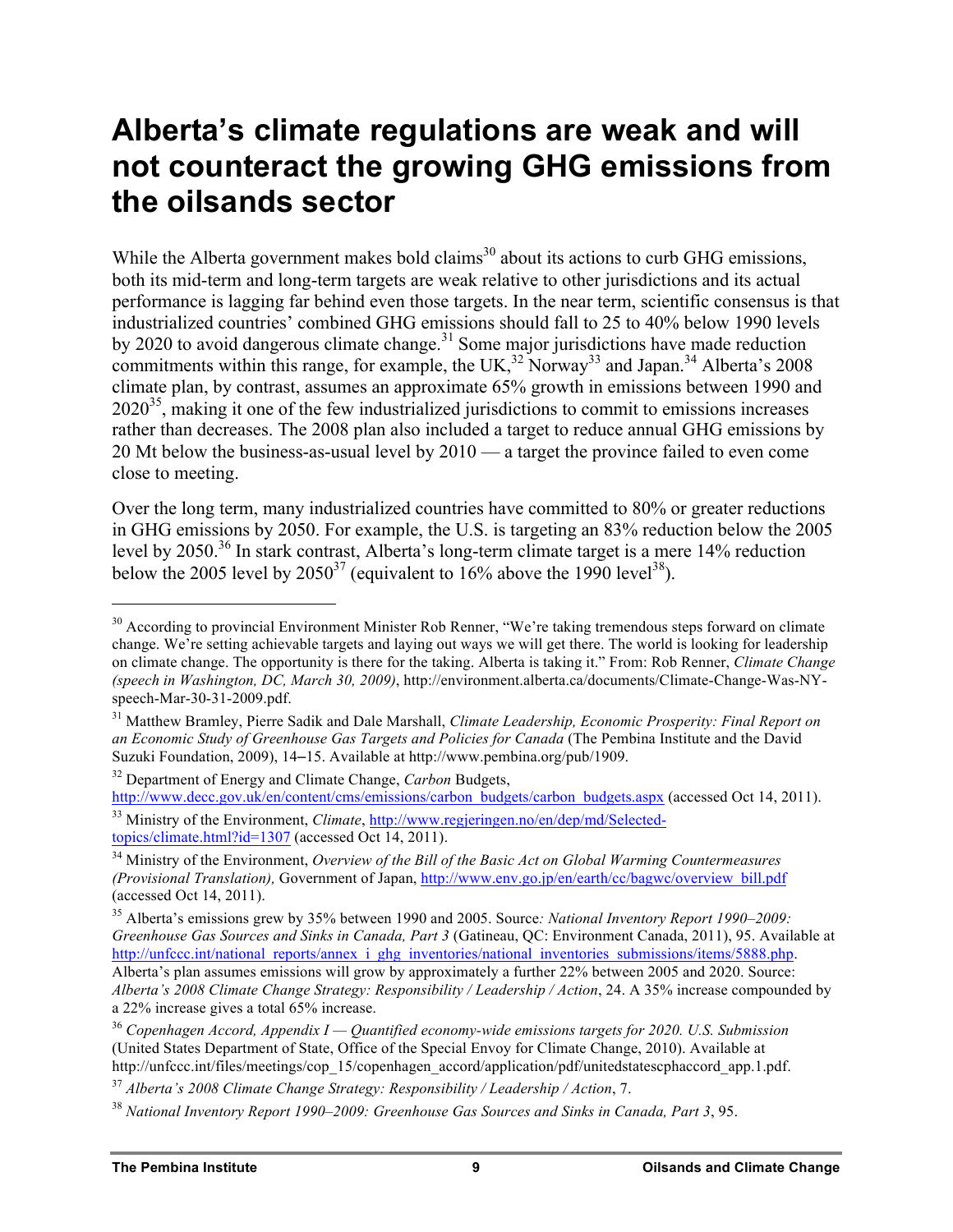# Alberta's climate regulations are weak and will not counteract the growing GHG emissions from the oilsands sector

While the Alberta government makes bold claims[30] about its actions to curb GHG emissions, both its mid-term and long-term targets are weak relative to other jurisdictions and its actual performance is lagging far behind even those targets. In the near term, scientific consensus is that industrialized countries' combined GHG emissions should fall to 25 to 40% below 1990 levels by 2020 to avoid dangerous climate change.[31] Some major jurisdictions have made reduction commitments within this range, for example, the UK,[32] Norway[33] and Japan.[34] Alberta's 2008 climate plan, by contrast, assumes an approximate 65% growth in emissions between 1990 and 2020[35], making it one of the few industrialized jurisdictions to commit to emissions increases rather than decreases. The 2008 plan also included a target to reduce annual GHG emissions by 20 Mt below the business-as-usual level by 2010 — a target the province failed to even come close to meeting.

Over the long term, many industrialized countries have committed to 80% or greater reductions in GHG emissions by 2050. For example, the U.S. is targeting an 83% reduction below the 2005 level by 2050.[36] In stark contrast, Alberta's long-term climate target is a mere 14% reduction below the 2005 level by 2050[37] (equivalent to 16% above the 1990 level[38]).

---

[30] According to provincial Environment Minister Rob Renner, "We're taking tremendous steps forward on climate change. We're setting achievable targets and laying out ways we will get there. The world is looking for leadership on climate change. The opportunity is there for the taking. Alberta is taking it." From: Rob Renner, *Climate Change (speech in Washington, DC, March 30, 2009)*, http://environment.alberta.ca/documents/Climate-Change-Was-NY-speech-Mar-30-31-2009.pdf.

[31] Matthew Bramley, Pierre Sadik and Dale Marshall, *Climate Leadership, Economic Prosperity: Final Report on an Economic Study of Greenhouse Gas Targets and Policies for Canada* (The Pembina Institute and the David Suzuki Foundation, 2009), 14–15. Available at http://www.pembina.org/pub/1909.

[32] Department of Energy and Climate Change, *Carbon* Budgets, http://www.decc.gov.uk/en/content/cms/emissions/carbon_budgets/carbon_budgets.aspx (accessed Oct 14, 2011).

[33] Ministry of the Environment, *Climate*, http://www.regjeringen.no/en/dep/md/Selected-topics/climate.html?id=1307 (accessed Oct 14, 2011).

[34] Ministry of the Environment, *Overview of the Bill of the Basic Act on Global Warming Countermeasures (Provisional Translation),* Government of Japan, http://www.env.go.jp/en/earth/cc/bagwc/overview_bill.pdf (accessed Oct 14, 2011).

[35] Alberta's emissions grew by 35% between 1990 and 2005. Source*: National Inventory Report 1990–2009: Greenhouse Gas Sources and Sinks in Canada, Part 3* (Gatineau, QC: Environment Canada, 2011), 95. Available at http://unfccc.int/national_reports/annex_i_ghg_inventories/national_inventories_submissions/items/5888.php. Alberta's plan assumes emissions will grow by approximately a further 22% between 2005 and 2020. Source: *Alberta's 2008 Climate Change Strategy: Responsibility / Leadership / Action*, 24. A 35% increase compounded by a 22% increase gives a total 65% increase.

[36] *Copenhagen Accord, Appendix I — Quantified economy-wide emissions targets for 2020. U.S. Submission* (United States Department of State, Office of the Special Envoy for Climate Change, 2010). Available at http://unfccc.int/files/meetings/cop_15/copenhagen_accord/application/pdf/unitedstatescphaccord_app.1.pdf.

[37] *Alberta's 2008 Climate Change Strategy: Responsibility / Leadership / Action*, 7.

[38] *National Inventory Report 1990–2009: Greenhouse Gas Sources and Sinks in Canada, Part 3*, 95.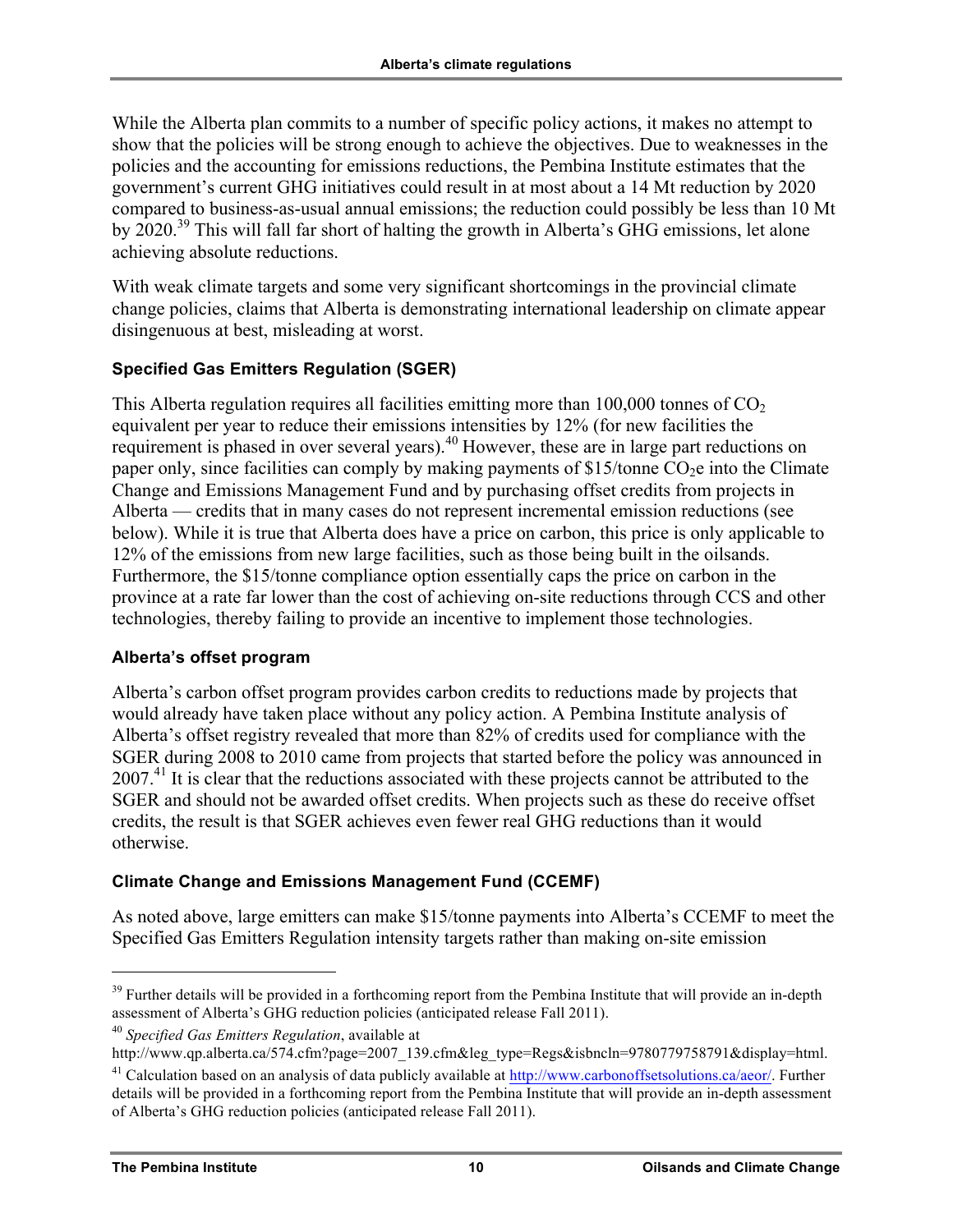While the Alberta plan commits to a number of specific policy actions, it makes no attempt to show that the policies will be strong enough to achieve the objectives. Due to weaknesses in the policies and the accounting for emissions reductions, the Pembina Institute estimates that the government's current GHG initiatives could result in at most about a 14 Mt reduction by 2020 compared to business-as-usual annual emissions; the reduction could possibly be less than 10 Mt by 2020.[39] This will fall far short of halting the growth in Alberta's GHG emissions, let alone achieving absolute reductions.

With weak climate targets and some very significant shortcomings in the provincial climate change policies, claims that Alberta is demonstrating international leadership on climate appear disingenuous at best, misleading at worst.

### Specified Gas Emitters Regulation (SGER)

This Alberta regulation requires all facilities emitting more than 100,000 tonnes of $CO_2$ equivalent per year to reduce their emissions intensities by 12% (for new facilities the requirement is phased in over several years).[40] However, these are in large part reductions on paper only, since facilities can comply by making payments of $15/tonne $CO_2$e into the Climate Change and Emissions Management Fund and by purchasing offset credits from projects in Alberta — credits that in many cases do not represent incremental emission reductions (see below). While it is true that Alberta does have a price on carbon, this price is only applicable to 12% of the emissions from new large facilities, such as those being built in the oilsands. Furthermore, the $15/tonne compliance option essentially caps the price on carbon in the province at a rate far lower than the cost of achieving on-site reductions through CCS and other technologies, thereby failing to provide an incentive to implement those technologies.

### Alberta's offset program

Alberta's carbon offset program provides carbon credits to reductions made by projects that would already have taken place without any policy action. A Pembina Institute analysis of Alberta's offset registry revealed that more than 82% of credits used for compliance with the SGER during 2008 to 2010 came from projects that started before the policy was announced in 2007.[41] It is clear that the reductions associated with these projects cannot be attributed to the SGER and should not be awarded offset credits. When projects such as these do receive offset credits, the result is that SGER achieves even fewer real GHG reductions than it would otherwise.

### Climate Change and Emissions Management Fund (CCEMF)

As noted above, large emitters can make $15/tonne payments into Alberta's CCEMF to meet the Specified Gas Emitters Regulation intensity targets rather than making on-site emission

---

[39] Further details will be provided in a forthcoming report from the Pembina Institute that will provide an in-depth assessment of Alberta's GHG reduction policies (anticipated release Fall 2011).

[40] *Specified Gas Emitters Regulation*, available at http://www.qp.alberta.ca/574.cfm?page=2007_139.cfm&leg_type=Regs&isbncln=9780779758791&display=html.

[41] Calculation based on an analysis of data publicly available at http://www.carbonoffsetsolutions.ca/aeor/. Further details will be provided in a forthcoming report from the Pembina Institute that will provide an in-depth assessment of Alberta's GHG reduction policies (anticipated release Fall 2011).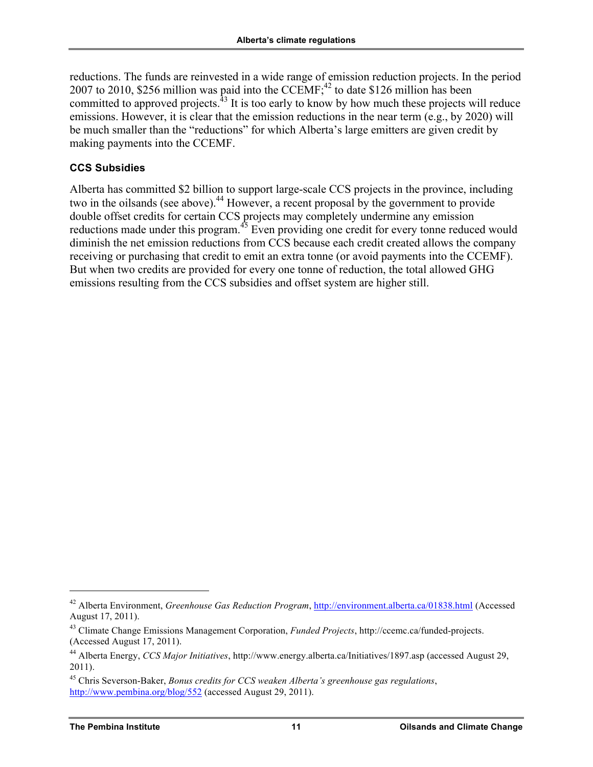reductions. The funds are reinvested in a wide range of emission reduction projects. In the period 2007 to 2010, $256 million was paid into the CCEMF;[42] to date $126 million has been committed to approved projects.[43] It is too early to know by how much these projects will reduce emissions. However, it is clear that the emission reductions in the near term (e.g., by 2020) will be much smaller than the "reductions" for which Alberta's large emitters are given credit by making payments into the CCEMF.

### CCS Subsidies

Alberta has committed $2 billion to support large-scale CCS projects in the province, including two in the oilsands (see above).[44] However, a recent proposal by the government to provide double offset credits for certain CCS projects may completely undermine any emission reductions made under this program.[45] Even providing one credit for every tonne reduced would diminish the net emission reductions from CCS because each credit created allows the company receiving or purchasing that credit to emit an extra tonne (or avoid payments into the CCEMF). But when two credits are provided for every one tonne of reduction, the total allowed GHG emissions resulting from the CCS subsidies and offset system are higher still.

---

[42] Alberta Environment, *Greenhouse Gas Reduction Program*, http://environment.alberta.ca/01838.html (Accessed August 17, 2011).

[43] Climate Change Emissions Management Corporation, *Funded Projects*, http://ccemc.ca/funded-projects. (Accessed August 17, 2011).

[44] Alberta Energy, *CCS Major Initiatives*, http://www.energy.alberta.ca/Initiatives/1897.asp (accessed August 29, 2011).

[45] Chris Severson-Baker, *Bonus credits for CCS weaken Alberta's greenhouse gas regulations*, http://www.pembina.org/blog/552 (accessed August 29, 2011).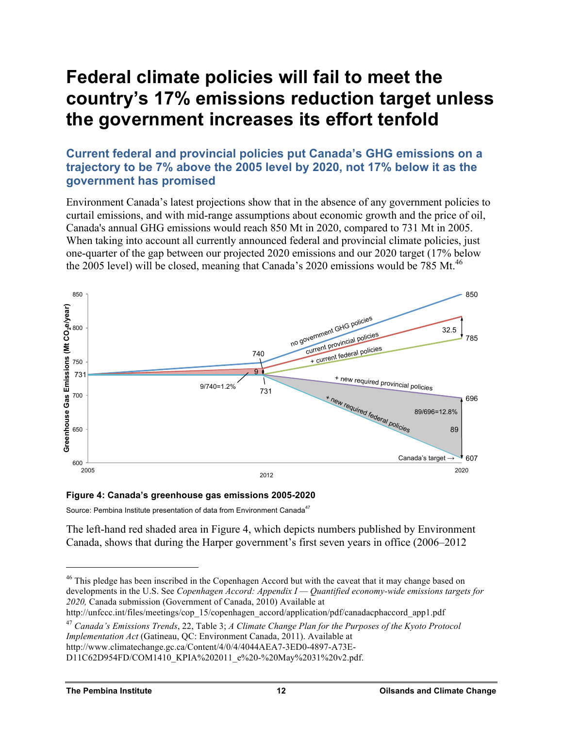# Federal climate policies will fail to meet the country's 17% emissions reduction target unless the government increases its effort tenfold

## Current federal and provincial policies put Canada's GHG emissions on a trajectory to be 7% above the 2005 level by 2020, not 17% below it as the government has promised

Environment Canada's latest projections show that in the absence of any government policies to curtail emissions, and with mid-range assumptions about economic growth and the price of oil, Canada's annual GHG emissions would reach 850 Mt in 2020, compared to 731 Mt in 2005. When taking into account all currently announced federal and provincial climate policies, just one-quarter of the gap between our projected 2020 emissions and our 2020 target (17% below the 2005 level) will be closed, meaning that Canada's 2020 emissions would be 785 Mt.[46]

**Figure 4: Canada's greenhouse gas emissions 2005-2020**

Source: Pembina Institute presentation of data from Environment Canada[47]

The left-hand red shaded area in Figure 4, which depicts numbers published by Environment Canada, shows that during the Harper government's first seven years in office (2006–2012

---

[46] This pledge has been inscribed in the Copenhagen Accord but with the caveat that it may change based on developments in the U.S. See *Copenhagen Accord: Appendix I — Quantified economy-wide emissions targets for 2020,* Canada submission (Government of Canada, 2010) Available at http://unfccc.int/files/meetings/cop_15/copenhagen_accord/application/pdf/canadacphaccord_app1.pdf

[47] *Canada's Emissions Trends*, 22, Table 3; *A Climate Change Plan for the Purposes of the Kyoto Protocol Implementation Act* (Gatineau, QC: Environment Canada, 2011). Available at http://www.climatechange.gc.ca/Content/4/0/4/4044AEA7-3ED0-4897-A73E-D11C62D954FD/COM1410_KPIA%202011_e%20-%20May%2031%20v2.pdf.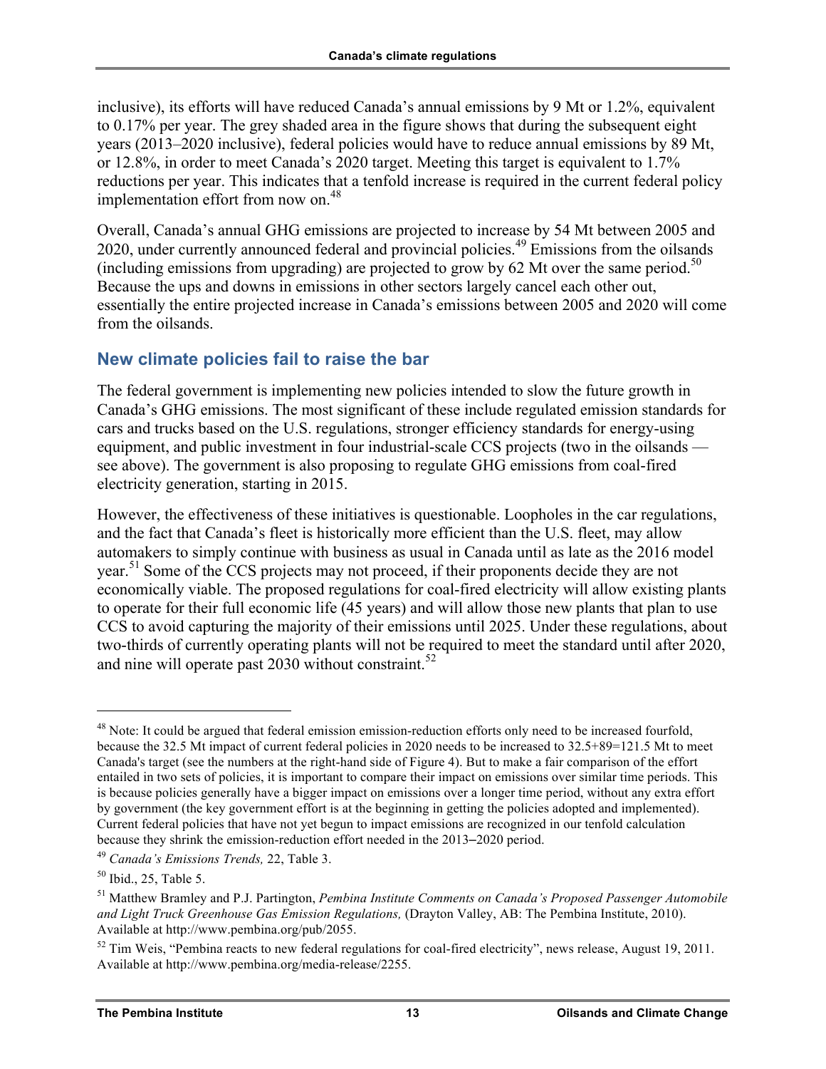inclusive), its efforts will have reduced Canada's annual emissions by 9 Mt or 1.2%, equivalent to 0.17% per year. The grey shaded area in the figure shows that during the subsequent eight years (2013–2020 inclusive), federal policies would have to reduce annual emissions by 89 Mt, or 12.8%, in order to meet Canada's 2020 target. Meeting this target is equivalent to 1.7% reductions per year. This indicates that a tenfold increase is required in the current federal policy implementation effort from now on.[48]

Overall, Canada's annual GHG emissions are projected to increase by 54 Mt between 2005 and 2020, under currently announced federal and provincial policies.[49] Emissions from the oilsands (including emissions from upgrading) are projected to grow by 62 Mt over the same period.[50] Because the ups and downs in emissions in other sectors largely cancel each other out, essentially the entire projected increase in Canada's emissions between 2005 and 2020 will come from the oilsands.

## New climate policies fail to raise the bar

The federal government is implementing new policies intended to slow the future growth in Canada's GHG emissions. The most significant of these include regulated emission standards for cars and trucks based on the U.S. regulations, stronger efficiency standards for energy-using equipment, and public investment in four industrial-scale CCS projects (two in the oilsands — see above). The government is also proposing to regulate GHG emissions from coal-fired electricity generation, starting in 2015.

However, the effectiveness of these initiatives is questionable. Loopholes in the car regulations, and the fact that Canada's fleet is historically more efficient than the U.S. fleet, may allow automakers to simply continue with business as usual in Canada until as late as the 2016 model year.[51] Some of the CCS projects may not proceed, if their proponents decide they are not economically viable. The proposed regulations for coal-fired electricity will allow existing plants to operate for their full economic life (45 years) and will allow those new plants that plan to use CCS to avoid capturing the majority of their emissions until 2025. Under these regulations, about two-thirds of currently operating plants will not be required to meet the standard until after 2020, and nine will operate past 2030 without constraint.[52]

---

[48] Note: It could be argued that federal emission emission-reduction efforts only need to be increased fourfold, because the 32.5 Mt impact of current federal policies in 2020 needs to be increased to 32.5+89=121.5 Mt to meet Canada's target (see the numbers at the right-hand side of Figure 4). But to make a fair comparison of the effort entailed in two sets of policies, it is important to compare their impact on emissions over similar time periods. This is because policies generally have a bigger impact on emissions over a longer time period, without any extra effort by government (the key government effort is at the beginning in getting the policies adopted and implemented). Current federal policies that have not yet begun to impact emissions are recognized in our tenfold calculation because they shrink the emission-reduction effort needed in the 2013–2020 period.

[49] *Canada's Emissions Trends,* 22, Table 3.

[50] Ibid., 25, Table 5.

[51] Matthew Bramley and P.J. Partington, *Pembina Institute Comments on Canada's Proposed Passenger Automobile and Light Truck Greenhouse Gas Emission Regulations,* (Drayton Valley, AB: The Pembina Institute, 2010). Available at http://www.pembina.org/pub/2055.

[52] Tim Weis, "Pembina reacts to new federal regulations for coal-fired electricity", news release, August 19, 2011. Available at http://www.pembina.org/media-release/2255.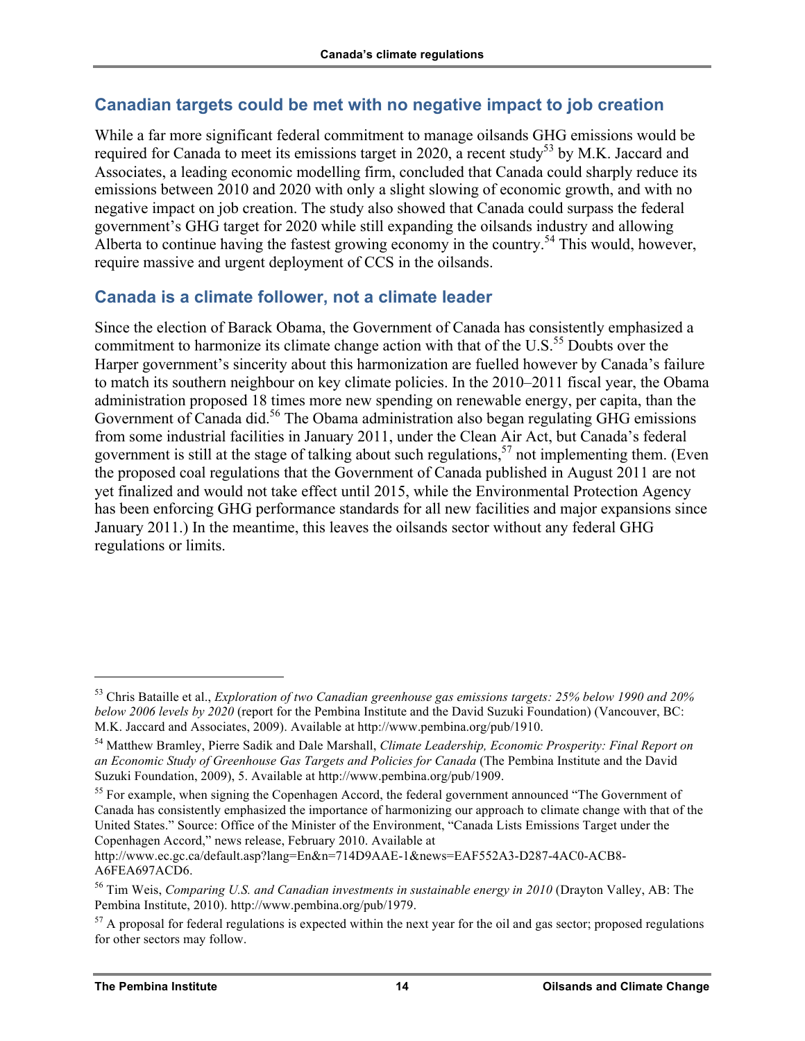## Canadian targets could be met with no negative impact to job creation

While a far more significant federal commitment to manage oilsands GHG emissions would be required for Canada to meet its emissions target in 2020, a recent study[53] by M.K. Jaccard and Associates, a leading economic modelling firm, concluded that Canada could sharply reduce its emissions between 2010 and 2020 with only a slight slowing of economic growth, and with no negative impact on job creation. The study also showed that Canada could surpass the federal government's GHG target for 2020 while still expanding the oilsands industry and allowing Alberta to continue having the fastest growing economy in the country.[54] This would, however, require massive and urgent deployment of CCS in the oilsands.

## Canada is a climate follower, not a climate leader

Since the election of Barack Obama, the Government of Canada has consistently emphasized a commitment to harmonize its climate change action with that of the U.S.[55] Doubts over the Harper government's sincerity about this harmonization are fuelled however by Canada's failure to match its southern neighbour on key climate policies. In the 2010–2011 fiscal year, the Obama administration proposed 18 times more new spending on renewable energy, per capita, than the Government of Canada did.[56] The Obama administration also began regulating GHG emissions from some industrial facilities in January 2011, under the Clean Air Act, but Canada's federal government is still at the stage of talking about such regulations,[57] not implementing them. (Even the proposed coal regulations that the Government of Canada published in August 2011 are not yet finalized and would not take effect until 2015, while the Environmental Protection Agency has been enforcing GHG performance standards for all new facilities and major expansions since January 2011.) In the meantime, this leaves the oilsands sector without any federal GHG regulations or limits.

---

[53] Chris Bataille et al., *Exploration of two Canadian greenhouse gas emissions targets: 25% below 1990 and 20% below 2006 levels by 2020* (report for the Pembina Institute and the David Suzuki Foundation) (Vancouver, BC: M.K. Jaccard and Associates, 2009). Available at http://www.pembina.org/pub/1910.

[54] Matthew Bramley, Pierre Sadik and Dale Marshall, *Climate Leadership, Economic Prosperity: Final Report on an Economic Study of Greenhouse Gas Targets and Policies for Canada* (The Pembina Institute and the David Suzuki Foundation, 2009), 5. Available at http://www.pembina.org/pub/1909.

[55] For example, when signing the Copenhagen Accord, the federal government announced "The Government of Canada has consistently emphasized the importance of harmonizing our approach to climate change with that of the United States." Source: Office of the Minister of the Environment, "Canada Lists Emissions Target under the Copenhagen Accord," news release, February 2010. Available at http://www.ec.gc.ca/default.asp?lang=En&n=714D9AAE-1&news=EAF552A3-D287-4AC0-ACB8-A6FEA697ACD6.

[56] Tim Weis, *Comparing U.S. and Canadian investments in sustainable energy in 2010* (Drayton Valley, AB: The Pembina Institute, 2010). http://www.pembina.org/pub/1979.

[57] A proposal for federal regulations is expected within the next year for the oil and gas sector; proposed regulations for other sectors may follow.